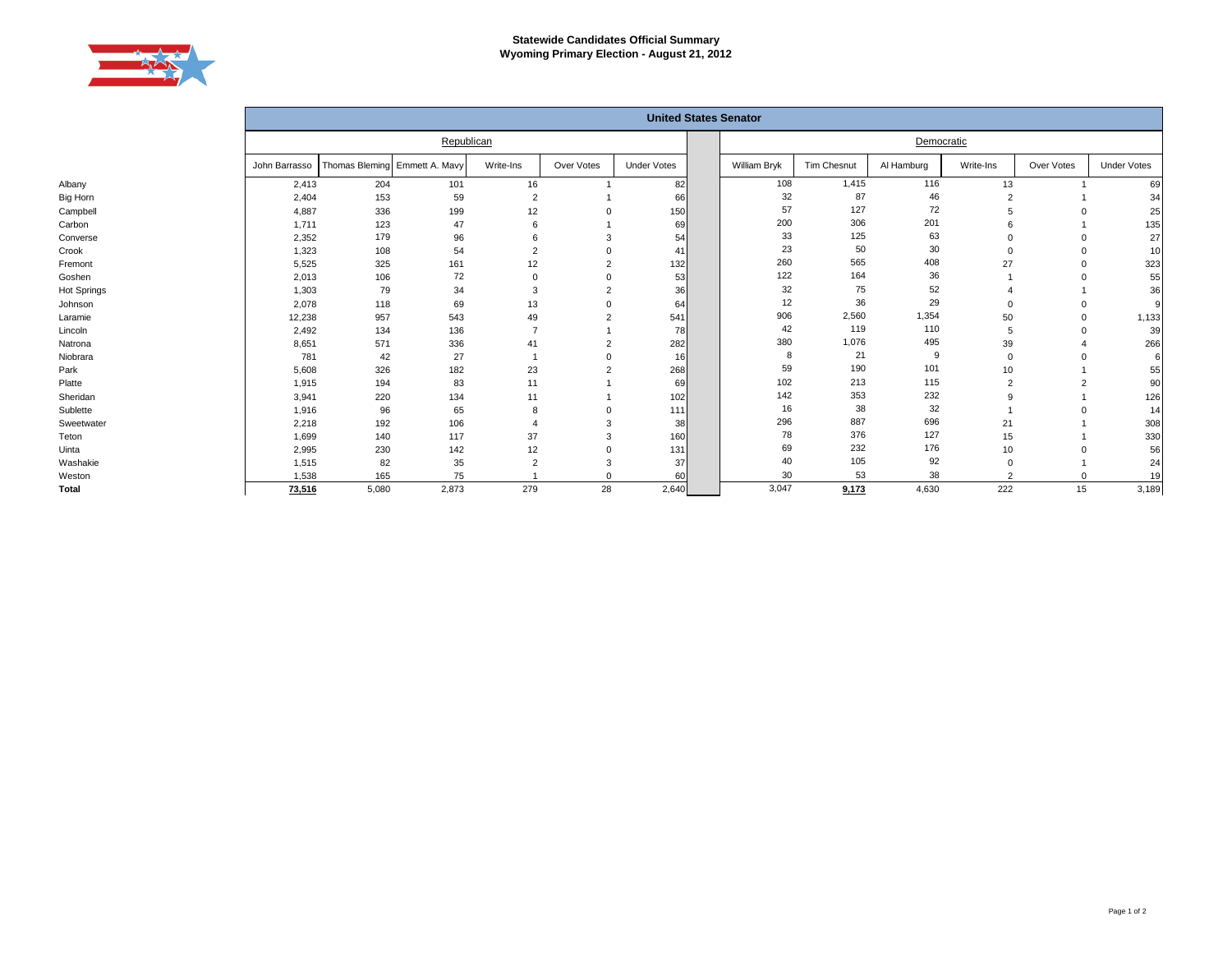**Statewide Candidates Official Summary**
**Wyoming Primary Election - August 21, 2012**

| | United States Senator | | | | | | | | | | | | |
|---|---|---|---|---|---|---|---|---|---|---|---|---|---|
| | Republican | | | | | | Democratic | | | | | | |
| | John Barrasso | Thomas Bleming | Emmett A. Mavy | Write-Ins | Over Votes | Under Votes | William Bryk | Tim Chesnut | Al Hamburg | Write-Ins | Over Votes | Under Votes |
| Albany | 2,413 | 204 | 101 | 16 | 1 | 82 | 108 | 1,415 | 116 | 13 | 1 | 69 |
| Big Horn | 2,404 | 153 | 59 | 2 | 1 | 66 | 32 | 87 | 46 | 2 | 1 | 34 |
| Campbell | 4,887 | 336 | 199 | 12 | 0 | 150 | 57 | 127 | 72 | 5 | 0 | 25 |
| Carbon | 1,711 | 123 | 47 | 6 | 1 | 69 | 200 | 306 | 201 | 6 | 1 | 135 |
| Converse | 2,352 | 179 | 96 | 6 | 3 | 54 | 33 | 125 | 63 | 0 | 0 | 27 |
| Crook | 1,323 | 108 | 54 | 2 | 0 | 41 | 23 | 50 | 30 | 0 | 0 | 10 |
| Fremont | 5,525 | 325 | 161 | 12 | 2 | 132 | 260 | 565 | 408 | 27 | 0 | 323 |
| Goshen | 2,013 | 106 | 72 | 0 | 0 | 53 | 122 | 164 | 36 | 1 | 0 | 55 |
| Hot Springs | 1,303 | 79 | 34 | 3 | 2 | 36 | 32 | 75 | 52 | 4 | 1 | 36 |
| Johnson | 2,078 | 118 | 69 | 13 | 0 | 64 | 12 | 36 | 29 | 0 | 0 | 9 |
| Laramie | 12,238 | 957 | 543 | 49 | 2 | 541 | 906 | 2,560 | 1,354 | 50 | 0 | 1,133 |
| Lincoln | 2,492 | 134 | 136 | 7 | 1 | 78 | 42 | 119 | 110 | 5 | 0 | 39 |
| Natrona | 8,651 | 571 | 336 | 41 | 2 | 282 | 380 | 1,076 | 495 | 39 | 4 | 266 |
| Niobrara | 781 | 42 | 27 | 1 | 0 | 16 | 8 | 21 | 9 | 0 | 0 | 6 |
| Park | 5,608 | 326 | 182 | 23 | 2 | 268 | 59 | 190 | 101 | 10 | 1 | 55 |
| Platte | 1,915 | 194 | 83 | 11 | 1 | 69 | 102 | 213 | 115 | 2 | 2 | 90 |
| Sheridan | 3,941 | 220 | 134 | 11 | 1 | 102 | 142 | 353 | 232 | 9 | 1 | 126 |
| Sublette | 1,916 | 96 | 65 | 8 | 0 | 111 | 16 | 38 | 32 | 1 | 0 | 14 |
| Sweetwater | 2,218 | 192 | 106 | 4 | 3 | 38 | 296 | 887 | 696 | 21 | 1 | 308 |
| Teton | 1,699 | 140 | 117 | 37 | 3 | 160 | 78 | 376 | 127 | 15 | 1 | 330 |
| Uinta | 2,995 | 230 | 142 | 12 | 0 | 131 | 69 | 232 | 176 | 10 | 0 | 56 |
| Washakie | 1,515 | 82 | 35 | 2 | 3 | 37 | 40 | 105 | 92 | 0 | 1 | 24 |
| Weston | 1,538 | 165 | 75 | 1 | 0 | 60 | 30 | 53 | 38 | 2 | 0 | 19 |
| **Total** | **73,516** | 5,080 | 2,873 | 279 | 28 | 2,640 | 3,047 | **9,173** | 4,630 | 222 | 15 | 3,189 |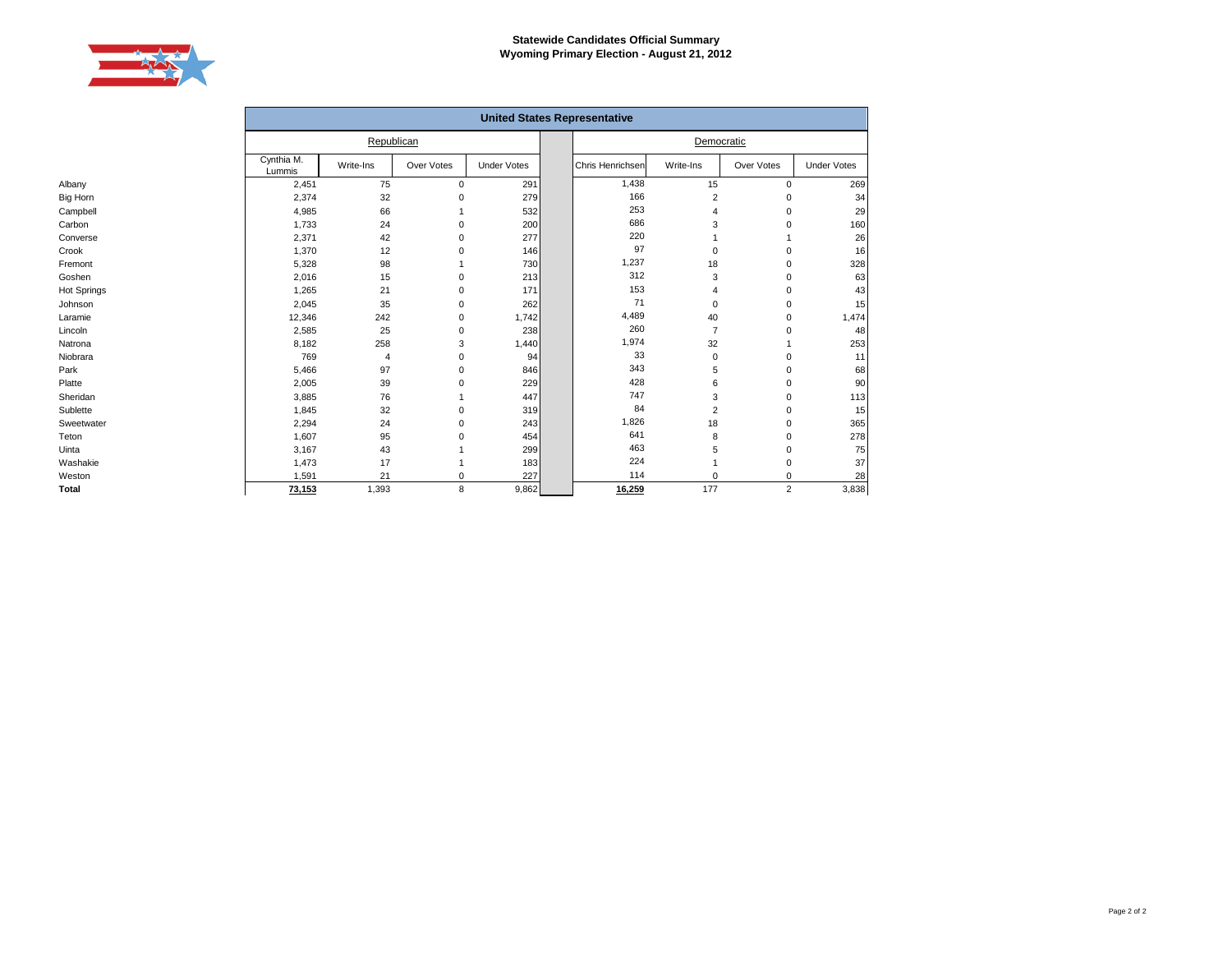**Statewide Candidates Official Summary**
**Wyoming Primary Election - August 21, 2012**

| | United States Representative | | | | | | | | |
|---|---|---|---|---|---|---|---|---|---|
| | Republican | | | | | Democratic | | | |
| | Cynthia M. Lummis | Write-Ins | Over Votes | Under Votes | | Chris Henrichsen | Write-Ins | Over Votes | Under Votes |
| Albany | 2,451 | 75 | 0 | 291 | | 1,438 | 15 | 0 | 269 |
| Big Horn | 2,374 | 32 | 0 | 279 | | 166 | 2 | 0 | 34 |
| Campbell | 4,985 | 66 | 1 | 532 | | 253 | 4 | 0 | 29 |
| Carbon | 1,733 | 24 | 0 | 200 | | 686 | 3 | 0 | 160 |
| Converse | 2,371 | 42 | 0 | 277 | | 220 | 1 | 1 | 26 |
| Crook | 1,370 | 12 | 0 | 146 | | 97 | 0 | 0 | 16 |
| Fremont | 5,328 | 98 | 1 | 730 | | 1,237 | 18 | 0 | 328 |
| Goshen | 2,016 | 15 | 0 | 213 | | 312 | 3 | 0 | 63 |
| Hot Springs | 1,265 | 21 | 0 | 171 | | 153 | 4 | 0 | 43 |
| Johnson | 2,045 | 35 | 0 | 262 | | 71 | 0 | 0 | 15 |
| Laramie | 12,346 | 242 | 0 | 1,742 | | 4,489 | 40 | 0 | 1,474 |
| Lincoln | 2,585 | 25 | 0 | 238 | | 260 | 7 | 0 | 48 |
| Natrona | 8,182 | 258 | 3 | 1,440 | | 1,974 | 32 | 1 | 253 |
| Niobrara | 769 | 4 | 0 | 94 | | 33 | 0 | 0 | 11 |
| Park | 5,466 | 97 | 0 | 846 | | 343 | 5 | 0 | 68 |
| Platte | 2,005 | 39 | 0 | 229 | | 428 | 6 | 0 | 90 |
| Sheridan | 3,885 | 76 | 1 | 447 | | 747 | 3 | 0 | 113 |
| Sublette | 1,845 | 32 | 0 | 319 | | 84 | 2 | 0 | 15 |
| Sweetwater | 2,294 | 24 | 0 | 243 | | 1,826 | 18 | 0 | 365 |
| Teton | 1,607 | 95 | 0 | 454 | | 641 | 8 | 0 | 278 |
| Uinta | 3,167 | 43 | 1 | 299 | | 463 | 5 | 0 | 75 |
| Washakie | 1,473 | 17 | 1 | 183 | | 224 | 1 | 0 | 37 |
| Weston | 1,591 | 21 | 0 | 227 | | 114 | 0 | 0 | 28 |
| **Total** | **73,153** | 1,393 | 8 | 9,862 | | **16,259** | 177 | 2 | 3,838 |